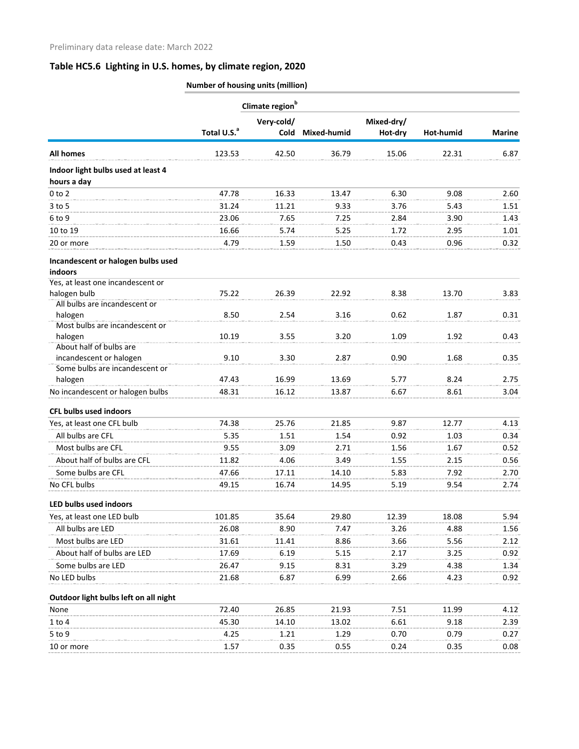Preliminary data release date: March 2022

## Table HC5.6 Lighting in U.S. homes, by climate region, 2020

| | Number of housing units (million) | | | | | |
|---|---|---|---|---|---|---|
| | | Climate region[b] | | | | |
| | Total U.S.[a] | Very-cold/ Cold | Mixed-humid | Mixed-dry/ Hot-dry | Hot-humid | Marine |
| **All homes** | 123.53 | 42.50 | 36.79 | 15.06 | 22.31 | 6.87 |
| **Indoor light bulbs used at least 4 hours a day** | | | | | | |
| 0 to 2 | 47.78 | 16.33 | 13.47 | 6.30 | 9.08 | 2.60 |
| 3 to 5 | 31.24 | 11.21 | 9.33 | 3.76 | 5.43 | 1.51 |
| 6 to 9 | 23.06 | 7.65 | 7.25 | 2.84 | 3.90 | 1.43 |
| 10 to 19 | 16.66 | 5.74 | 5.25 | 1.72 | 2.95 | 1.01 |
| 20 or more | 4.79 | 1.59 | 1.50 | 0.43 | 0.96 | 0.32 |
| **Incandescent or halogen bulbs used indoors** | | | | | | |
| Yes, at least one incandescent or halogen bulb | 75.22 | 26.39 | 22.92 | 8.38 | 13.70 | 3.83 |
| All bulbs are incandescent or halogen | 8.50 | 2.54 | 3.16 | 0.62 | 1.87 | 0.31 |
| Most bulbs are incandescent or halogen | 10.19 | 3.55 | 3.20 | 1.09 | 1.92 | 0.43 |
| About half of bulbs are incandescent or halogen | 9.10 | 3.30 | 2.87 | 0.90 | 1.68 | 0.35 |
| Some bulbs are incandescent or halogen | 47.43 | 16.99 | 13.69 | 5.77 | 8.24 | 2.75 |
| No incandescent or halogen bulbs | 48.31 | 16.12 | 13.87 | 6.67 | 8.61 | 3.04 |
| **CFL bulbs used indoors** | | | | | | |
| Yes, at least one CFL bulb | 74.38 | 25.76 | 21.85 | 9.87 | 12.77 | 4.13 |
| All bulbs are CFL | 5.35 | 1.51 | 1.54 | 0.92 | 1.03 | 0.34 |
| Most bulbs are CFL | 9.55 | 3.09 | 2.71 | 1.56 | 1.67 | 0.52 |
| About half of bulbs are CFL | 11.82 | 4.06 | 3.49 | 1.55 | 2.15 | 0.56 |
| Some bulbs are CFL | 47.66 | 17.11 | 14.10 | 5.83 | 7.92 | 2.70 |
| No CFL bulbs | 49.15 | 16.74 | 14.95 | 5.19 | 9.54 | 2.74 |
| **LED bulbs used indoors** | | | | | | |
| Yes, at least one LED bulb | 101.85 | 35.64 | 29.80 | 12.39 | 18.08 | 5.94 |
| All bulbs are LED | 26.08 | 8.90 | 7.47 | 3.26 | 4.88 | 1.56 |
| Most bulbs are LED | 31.61 | 11.41 | 8.86 | 3.66 | 5.56 | 2.12 |
| About half of bulbs are LED | 17.69 | 6.19 | 5.15 | 2.17 | 3.25 | 0.92 |
| Some bulbs are LED | 26.47 | 9.15 | 8.31 | 3.29 | 4.38 | 1.34 |
| No LED bulbs | 21.68 | 6.87 | 6.99 | 2.66 | 4.23 | 0.92 |
| **Outdoor light bulbs left on all night** | | | | | | |
| None | 72.40 | 26.85 | 21.93 | 7.51 | 11.99 | 4.12 |
| 1 to 4 | 45.30 | 14.10 | 13.02 | 6.61 | 9.18 | 2.39 |
| 5 to 9 | 4.25 | 1.21 | 1.29 | 0.70 | 0.79 | 0.27 |
| 10 or more | 1.57 | 0.35 | 0.55 | 0.24 | 0.35 | 0.08 |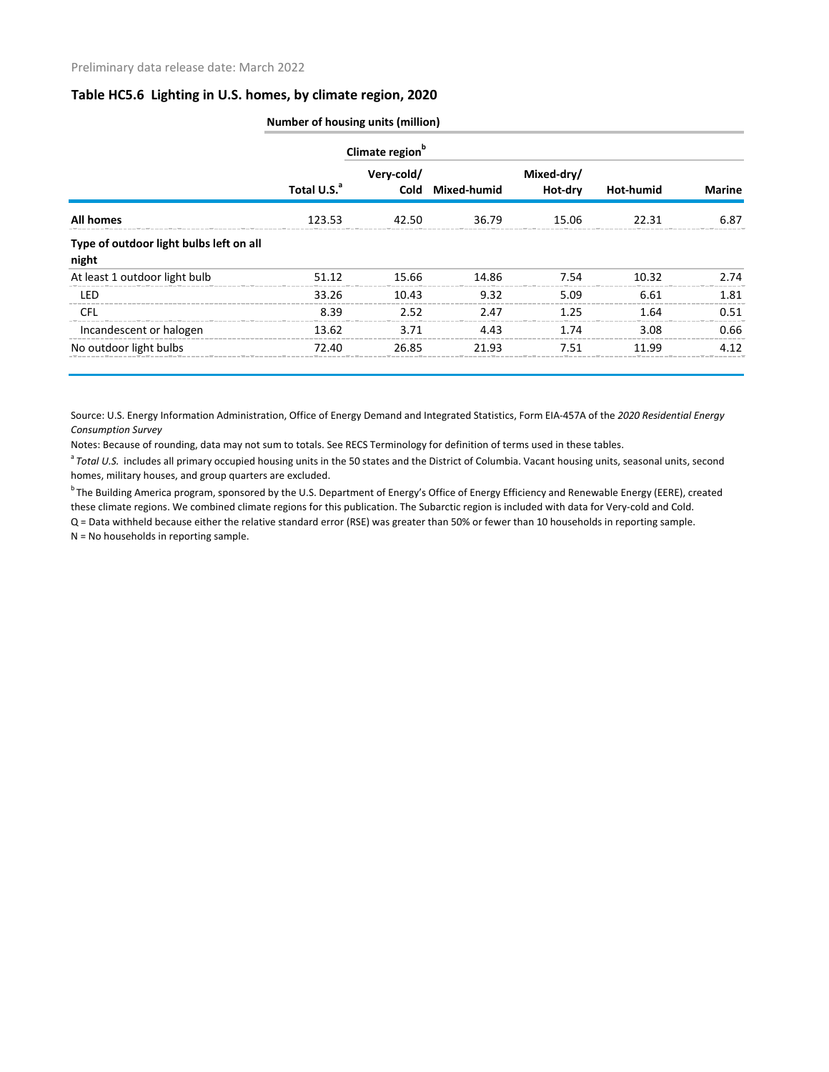Preliminary data release date: March 2022

## Table HC5.6 Lighting in U.S. homes, by climate region, 2020

| | Number of housing units (million) | | | | | |
|---|---|---|---|---|---|---|
| | | Climate region[b] | | | | |
| | Total U.S.[a] | Very-cold/ Cold | Mixed-humid | Mixed-dry/ Hot-dry | Hot-humid | Marine |
| **All homes** | 123.53 | 42.50 | 36.79 | 15.06 | 22.31 | 6.87 |
| **Type of outdoor light bulbs left on all night** | | | | | | |
| At least 1 outdoor light bulb | 51.12 | 15.66 | 14.86 | 7.54 | 10.32 | 2.74 |
| LED | 33.26 | 10.43 | 9.32 | 5.09 | 6.61 | 1.81 |
| CFL | 8.39 | 2.52 | 2.47 | 1.25 | 1.64 | 0.51 |
| Incandescent or halogen | 13.62 | 3.71 | 4.43 | 1.74 | 3.08 | 0.66 |
| No outdoor light bulbs | 72.40 | 26.85 | 21.93 | 7.51 | 11.99 | 4.12 |

Source: U.S. Energy Information Administration, Office of Energy Demand and Integrated Statistics, Form EIA-457A of the *2020 Residential Energy Consumption Survey*

Notes: Because of rounding, data may not sum to totals. See RECS Terminology for definition of terms used in these tables.

[a] *Total U.S.* includes all primary occupied housing units in the 50 states and the District of Columbia. Vacant housing units, seasonal units, second homes, military houses, and group quarters are excluded.

[b] The Building America program, sponsored by the U.S. Department of Energy's Office of Energy Efficiency and Renewable Energy (EERE), created these climate regions. We combined climate regions for this publication. The Subarctic region is included with data for Very-cold and Cold.

Q = Data withheld because either the relative standard error (RSE) was greater than 50% or fewer than 10 households in reporting sample.

N = No households in reporting sample.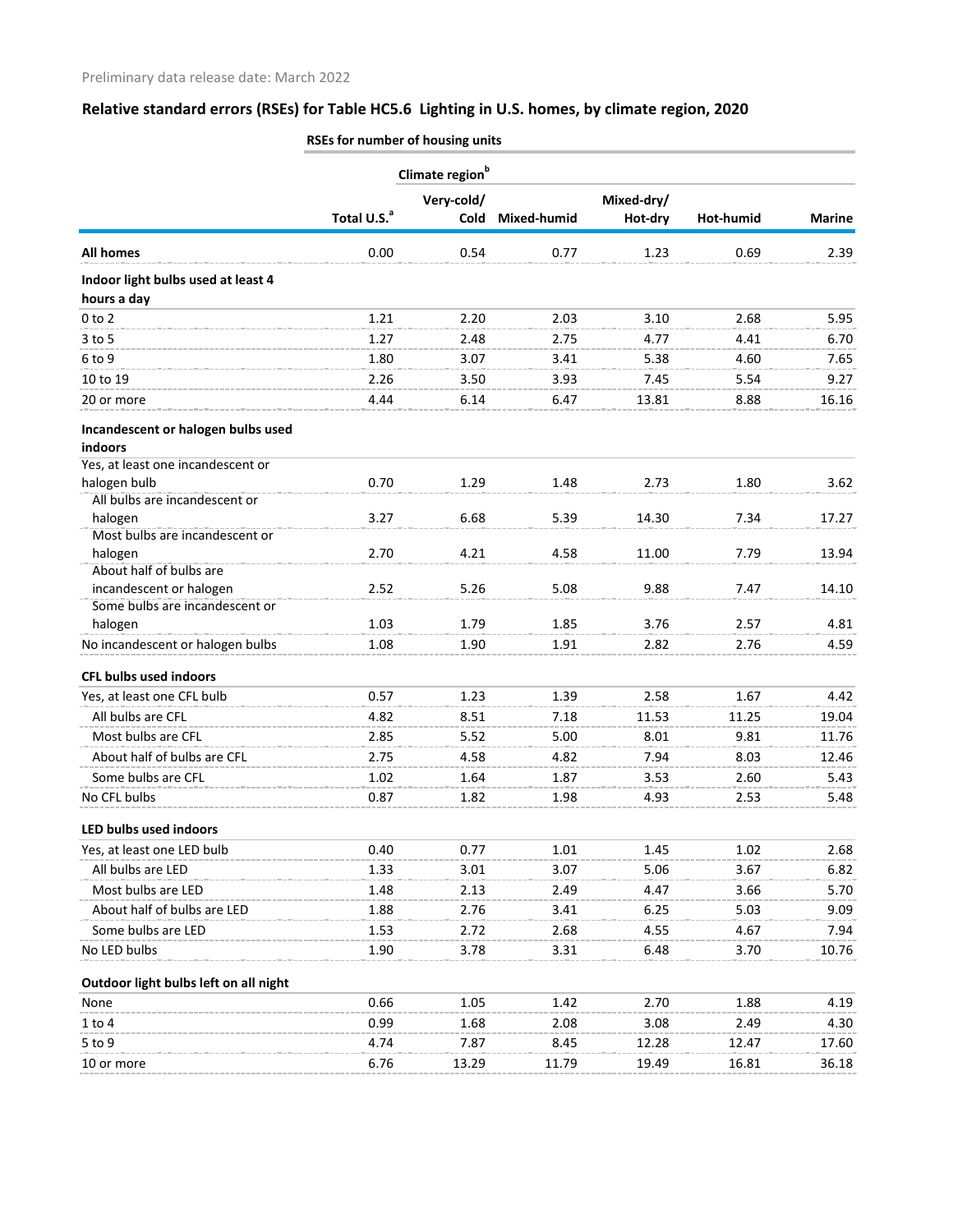Preliminary data release date: March 2022

## Relative standard errors (RSEs) for Table HC5.6 Lighting in U.S. homes, by climate region, 2020

| | RSEs for number of housing units | | | | | |
|---|---|---|---|---|---|---|
| | | Climate region[b] | | | | |
| | Total U.S.[a] | Very-cold/ Cold | Mixed-humid | Mixed-dry/ Hot-dry | Hot-humid | Marine |
| **All homes** | 0.00 | 0.54 | 0.77 | 1.23 | 0.69 | 2.39 |
| **Indoor light bulbs used at least 4 hours a day** | | | | | | |
| 0 to 2 | 1.21 | 2.20 | 2.03 | 3.10 | 2.68 | 5.95 |
| 3 to 5 | 1.27 | 2.48 | 2.75 | 4.77 | 4.41 | 6.70 |
| 6 to 9 | 1.80 | 3.07 | 3.41 | 5.38 | 4.60 | 7.65 |
| 10 to 19 | 2.26 | 3.50 | 3.93 | 7.45 | 5.54 | 9.27 |
| 20 or more | 4.44 | 6.14 | 6.47 | 13.81 | 8.88 | 16.16 |
| **Incandescent or halogen bulbs used indoors** | | | | | | |
| Yes, at least one incandescent or halogen bulb | 0.70 | 1.29 | 1.48 | 2.73 | 1.80 | 3.62 |
| All bulbs are incandescent or halogen | 3.27 | 6.68 | 5.39 | 14.30 | 7.34 | 17.27 |
| Most bulbs are incandescent or halogen | 2.70 | 4.21 | 4.58 | 11.00 | 7.79 | 13.94 |
| About half of bulbs are incandescent or halogen | 2.52 | 5.26 | 5.08 | 9.88 | 7.47 | 14.10 |
| Some bulbs are incandescent or halogen | 1.03 | 1.79 | 1.85 | 3.76 | 2.57 | 4.81 |
| No incandescent or halogen bulbs | 1.08 | 1.90 | 1.91 | 2.82 | 2.76 | 4.59 |
| **CFL bulbs used indoors** | | | | | | |
| Yes, at least one CFL bulb | 0.57 | 1.23 | 1.39 | 2.58 | 1.67 | 4.42 |
| All bulbs are CFL | 4.82 | 8.51 | 7.18 | 11.53 | 11.25 | 19.04 |
| Most bulbs are CFL | 2.85 | 5.52 | 5.00 | 8.01 | 9.81 | 11.76 |
| About half of bulbs are CFL | 2.75 | 4.58 | 4.82 | 7.94 | 8.03 | 12.46 |
| Some bulbs are CFL | 1.02 | 1.64 | 1.87 | 3.53 | 2.60 | 5.43 |
| No CFL bulbs | 0.87 | 1.82 | 1.98 | 4.93 | 2.53 | 5.48 |
| **LED bulbs used indoors** | | | | | | |
| Yes, at least one LED bulb | 0.40 | 0.77 | 1.01 | 1.45 | 1.02 | 2.68 |
| All bulbs are LED | 1.33 | 3.01 | 3.07 | 5.06 | 3.67 | 6.82 |
| Most bulbs are LED | 1.48 | 2.13 | 2.49 | 4.47 | 3.66 | 5.70 |
| About half of bulbs are LED | 1.88 | 2.76 | 3.41 | 6.25 | 5.03 | 9.09 |
| Some bulbs are LED | 1.53 | 2.72 | 2.68 | 4.55 | 4.67 | 7.94 |
| No LED bulbs | 1.90 | 3.78 | 3.31 | 6.48 | 3.70 | 10.76 |
| **Outdoor light bulbs left on all night** | | | | | | |
| None | 0.66 | 1.05 | 1.42 | 2.70 | 1.88 | 4.19 |
| 1 to 4 | 0.99 | 1.68 | 2.08 | 3.08 | 2.49 | 4.30 |
| 5 to 9 | 4.74 | 7.87 | 8.45 | 12.28 | 12.47 | 17.60 |
| 10 or more | 6.76 | 13.29 | 11.79 | 19.49 | 16.81 | 36.18 |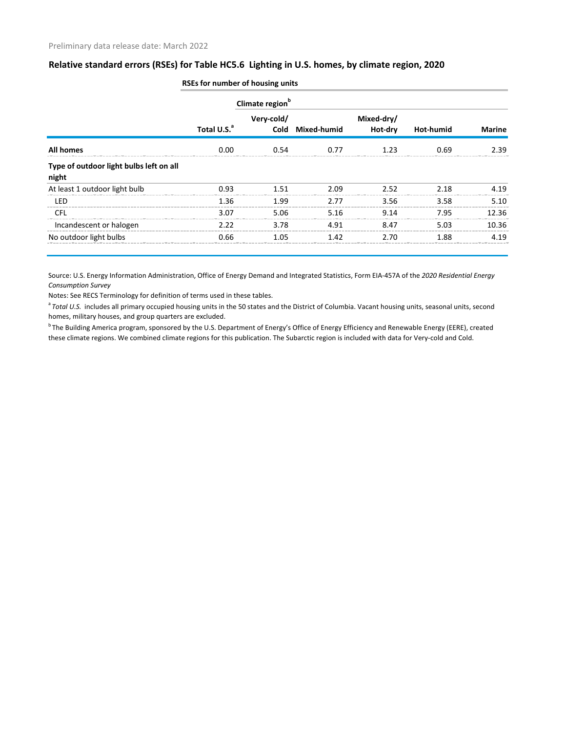Preliminary data release date: March 2022

## Relative standard errors (RSEs) for Table HC5.6 Lighting in U.S. homes, by climate region, 2020

| | RSEs for number of housing units | | | | | |
|---|---|---|---|---|---|---|
| | | Climate region[b] | | | | |
| | Total U.S.[a] | Very-cold/ Cold | Mixed-humid | Mixed-dry/ Hot-dry | Hot-humid | Marine |
| **All homes** | 0.00 | 0.54 | 0.77 | 1.23 | 0.69 | 2.39 |
| **Type of outdoor light bulbs left on all night** | | | | | | |
| At least 1 outdoor light bulb | 0.93 | 1.51 | 2.09 | 2.52 | 2.18 | 4.19 |
| LED | 1.36 | 1.99 | 2.77 | 3.56 | 3.58 | 5.10 |
| CFL | 3.07 | 5.06 | 5.16 | 9.14 | 7.95 | 12.36 |
| Incandescent or halogen | 2.22 | 3.78 | 4.91 | 8.47 | 5.03 | 10.36 |
| No outdoor light bulbs | 0.66 | 1.05 | 1.42 | 2.70 | 1.88 | 4.19 |

Source: U.S. Energy Information Administration, Office of Energy Demand and Integrated Statistics, Form EIA-457A of the *2020 Residential Energy Consumption Survey*

Notes: See RECS Terminology for definition of terms used in these tables.

[a] *Total U.S.* includes all primary occupied housing units in the 50 states and the District of Columbia. Vacant housing units, seasonal units, second homes, military houses, and group quarters are excluded.

[b] The Building America program, sponsored by the U.S. Department of Energy's Office of Energy Efficiency and Renewable Energy (EERE), created these climate regions. We combined climate regions for this publication. The Subarctic region is included with data for Very-cold and Cold.